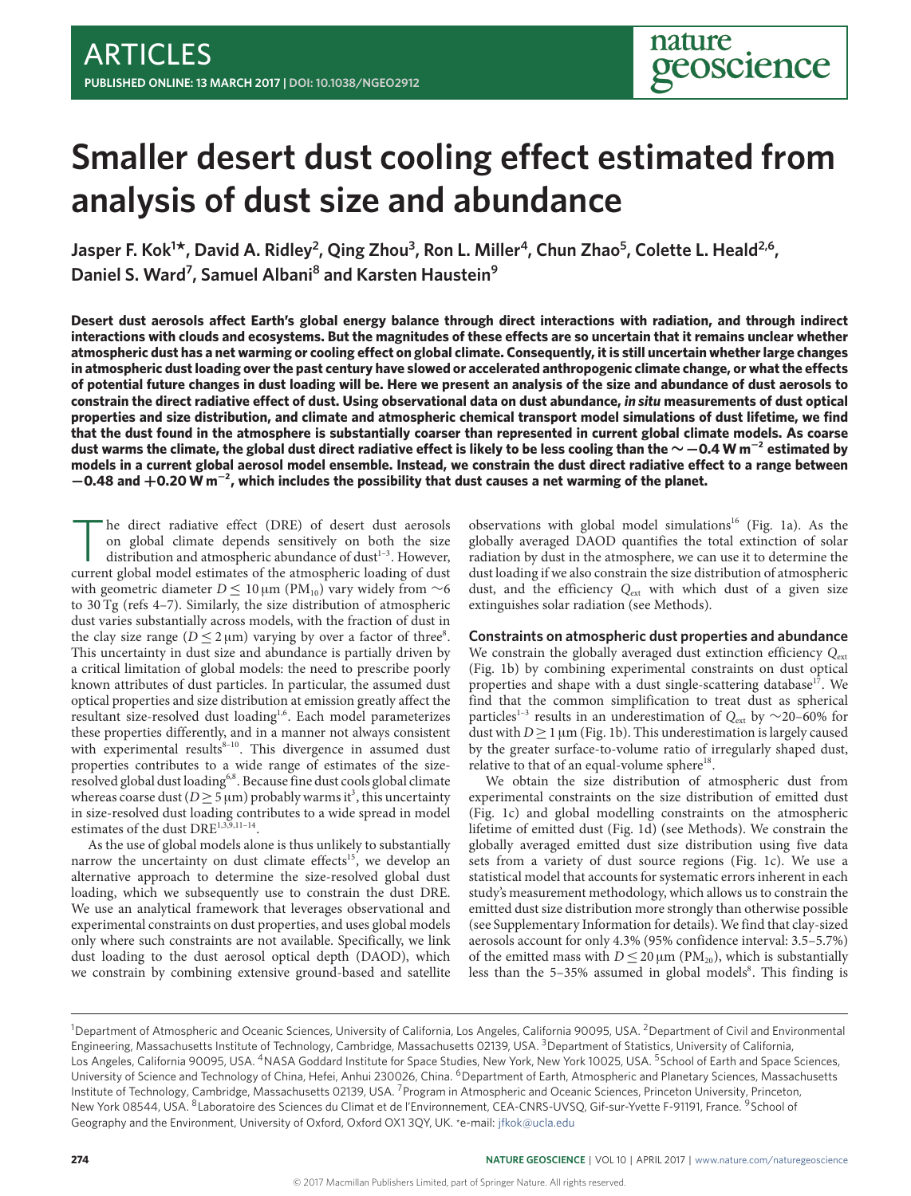# Smaller desert dust cooling effect estimated from analysis of dust size and abundance

**Jasper F. Kok[1]*, David A. Ridley[2], Qing Zhou[3], Ron L. Miller[4], Chun Zhao[5], Colette L. Heald[2,6], Daniel S. Ward[7], Samuel Albani[8] and Karsten Haustein[9]**

**Desert dust aerosols affect Earth's global energy balance through direct interactions with radiation, and through indirect interactions with clouds and ecosystems. But the magnitudes of these effects are so uncertain that it remains unclear whether atmospheric dust has a net warming or cooling effect on global climate. Consequently, it is still uncertain whether large changes in atmospheric dust loading over the past century have slowed or accelerated anthropogenic climate change, or what the effects of potential future changes in dust loading will be. Here we present an analysis of the size and abundance of dust aerosols to constrain the direct radiative effect of dust. Using observational data on dust abundance, *in situ* measurements of dust optical properties and size distribution, and climate and atmospheric chemical transport model simulations of dust lifetime, we find that the dust found in the atmosphere is substantially coarser than represented in current global climate models. As coarse dust warms the climate, the global dust direct radiative effect is likely to be less cooling than the $\sim -0.4\,\mathrm{W\,m^{-2}}$ estimated by models in a current global aerosol model ensemble. Instead, we constrain the dust direct radiative effect to a range between $-0.48$ and $+0.20\,\mathrm{W\,m^{-2}}$, which includes the possibility that dust causes a net warming of the planet.**

The direct radiative effect (DRE) of desert dust aerosols on global climate depends sensitively on both the size distribution and atmospheric abundance of dust[1–3]. However, current global model estimates of the atmospheric loading of dust with geometric diameter $D \leq 10\,\mu$m ($PM_{10}$) vary widely from ~6 to 30 Tg (refs 4–7). Similarly, the size distribution of atmospheric dust varies substantially across models, with the fraction of dust in the clay size range ($D \leq 2\,\mu$m) varying by over a factor of three[8]. This uncertainty in dust size and abundance is partially driven by a critical limitation of global models: the need to prescribe poorly known attributes of dust particles. In particular, the assumed dust optical properties and size distribution at emission greatly affect the resultant size-resolved dust loading[1,6]. Each model parameterizes these properties differently, and in a manner not always consistent with experimental results[8–10]. This divergence in assumed dust properties contributes to a wide range of estimates of the size-resolved global dust loading[6,8]. Because fine dust cools global climate whereas coarse dust ($D \geq 5\,\mu$m) probably warms it[3], this uncertainty in size-resolved dust loading contributes to a wide spread in model estimates of the dust DRE[1,3,9,11–14].

As the use of global models alone is thus unlikely to substantially narrow the uncertainty on dust climate effects[15], we develop an alternative approach to determine the size-resolved global dust loading, which we subsequently use to constrain the dust DRE. We use an analytical framework that leverages observational and experimental constraints on dust properties, and uses global models only where such constraints are not available. Specifically, we link dust loading to the dust aerosol optical depth (DAOD), which we constrain by combining extensive ground-based and satellite observations with global model simulations[16] (Fig. 1a). As the globally averaged DAOD quantifies the total extinction of solar radiation by dust in the atmosphere, we can use it to determine the dust loading if we also constrain the size distribution of atmospheric dust, and the efficiency $Q_{ext}$ with which dust of a given size extinguishes solar radiation (see Methods).

## Constraints on atmospheric dust properties and abundance

We constrain the globally averaged dust extinction efficiency $Q_{ext}$ (Fig. 1b) by combining experimental constraints on dust optical properties and shape with a dust single-scattering database[17]. We find that the common simplification to treat dust as spherical particles[1–3] results in an underestimation of $Q_{ext}$ by ~20–60% for dust with $D \geq 1\,\mu$m (Fig. 1b). This underestimation is largely caused by the greater surface-to-volume ratio of irregularly shaped dust, relative to that of an equal-volume sphere[18].

We obtain the size distribution of atmospheric dust from experimental constraints on the size distribution of emitted dust (Fig. 1c) and global modelling constraints on the atmospheric lifetime of emitted dust (Fig. 1d) (see Methods). We constrain the globally averaged emitted dust size distribution using five data sets from a variety of dust source regions (Fig. 1c). We use a statistical model that accounts for systematic errors inherent in each study's measurement methodology, which allows us to constrain the emitted dust size distribution more strongly than otherwise possible (see Supplementary Information for details). We find that clay-sized aerosols account for only 4.3% (95% confidence interval: 3.5–5.7%) of the emitted mass with $D \leq 20\,\mu$m ($PM_{20}$), which is substantially less than the 5–35% assumed in global models[8]. This finding is

---

[1]Department of Atmospheric and Oceanic Sciences, University of California, Los Angeles, California 90095, USA. [2]Department of Civil and Environmental Engineering, Massachusetts Institute of Technology, Cambridge, Massachusetts 02139, USA. [3]Department of Statistics, University of California, Los Angeles, California 90095, USA. [4]NASA Goddard Institute for Space Studies, New York, New York 10025, USA. [5]School of Earth and Space Sciences, University of Science and Technology of China, Hefei, Anhui 230026, China. [6]Department of Earth, Atmospheric and Planetary Sciences, Massachusetts Institute of Technology, Cambridge, Massachusetts 02139, USA. [7]Program in Atmospheric and Oceanic Sciences, Princeton University, Princeton, New York 08544, USA. [8]Laboratoire des Sciences du Climat et de l'Environnement, CEA-CNRS-UVSQ, Gif-sur-Yvette F-91191, France. [9]School of Geography and the Environment, University of Oxford, Oxford OX1 3QY, UK. *e-mail: jfkok@ucla.edu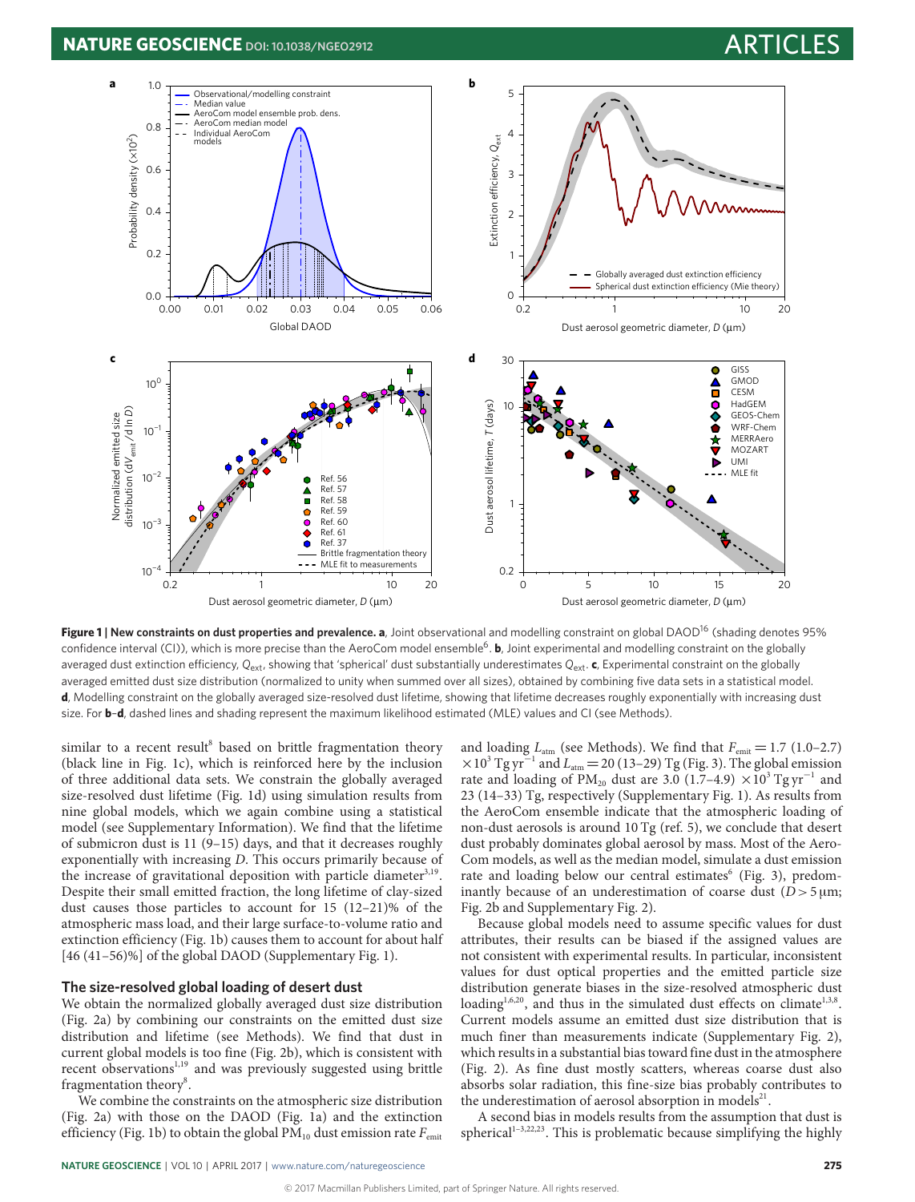**Figure 1 | New constraints on dust properties and prevalence. a**, Joint observational and modelling constraint on global DAOD[16] (shading denotes 95% confidence interval (CI)), which is more precise than the AeroCom model ensemble[6]. **b**, Joint experimental and modelling constraint on the globally averaged dust extinction efficiency, $Q_{ext}$, showing that 'spherical' dust substantially underestimates $Q_{ext}$. **c**, Experimental constraint on the globally averaged emitted dust size distribution (normalized to unity when summed over all sizes), obtained by combining five data sets in a statistical model. **d**, Modelling constraint on the globally averaged size-resolved dust lifetime, showing that lifetime decreases roughly exponentially with increasing dust size. For **b–d**, dashed lines and shading represent the maximum likelihood estimated (MLE) values and CI (see Methods).

similar to a recent result[8] based on brittle fragmentation theory (black line in Fig. 1c), which is reinforced here by the inclusion of three additional data sets. We constrain the globally averaged size-resolved dust lifetime (Fig. 1d) using simulation results from nine global models, which we again combine using a statistical model (see Supplementary Information). We find that the lifetime of submicron dust is 11 (9–15) days, and that it decreases roughly exponentially with increasing $D$. This occurs primarily because of the increase of gravitational deposition with particle diameter[3,19]. Despite their small emitted fraction, the long lifetime of clay-sized dust causes those particles to account for 15 (12–21)% of the atmospheric mass load, and their large surface-to-volume ratio and extinction efficiency (Fig. 1b) causes them to account for about half [46 (41–56)%] of the global DAOD (Supplementary Fig. 1).

## The size-resolved global loading of desert dust

We obtain the normalized globally averaged dust size distribution (Fig. 2a) by combining our constraints on the emitted dust size distribution and lifetime (see Methods). We find that dust in current global models is too fine (Fig. 2b), which is consistent with recent observations[1,19] and was previously suggested using brittle fragmentation theory[8].

We combine the constraints on the atmospheric size distribution (Fig. 2a) with those on the DAOD (Fig. 1a) and the extinction efficiency (Fig. 1b) to obtain the global $PM_{10}$ dust emission rate $F_{emit}$ and loading $L_{atm}$ (see Methods). We find that $F_{emit} = 1.7$ (1.0–2.7) $\times 10^3$ Tg yr$^{-1}$ and $L_{atm} = 20$ (13–29) Tg (Fig. 3). The global emission rate and loading of $PM_{20}$ dust are 3.0 (1.7–4.9) $\times 10^3$ Tg yr$^{-1}$ and 23 (14–33) Tg, respectively (Supplementary Fig. 1). As results from the AeroCom ensemble indicate that the atmospheric loading of non-dust aerosols is around 10 Tg (ref. 5), we conclude that desert dust probably dominates global aerosol by mass. Most of the AeroCom models, as well as the median model, simulate a dust emission rate and loading below our central estimates[6] (Fig. 3), predominantly because of an underestimation of coarse dust ($D > 5$ μm; Fig. 2b and Supplementary Fig. 2).

Because global models need to assume specific values for dust attributes, their results can be biased if the assigned values are not consistent with experimental results. In particular, inconsistent values for dust optical properties and the emitted particle size distribution generate biases in the size-resolved atmospheric dust loading[1,6,20], and thus in the simulated dust effects on climate[1,3,8]. Current models assume an emitted dust size distribution that is much finer than measurements indicate (Supplementary Fig. 2), which results in a substantial bias toward fine dust in the atmosphere (Fig. 2). As fine dust mostly scatters, whereas coarse dust also absorbs solar radiation, this fine-size bias probably contributes to the underestimation of aerosol absorption in models[21].

A second bias in models results from the assumption that dust is spherical[1–3,22,23]. This is problematic because simplifying the highly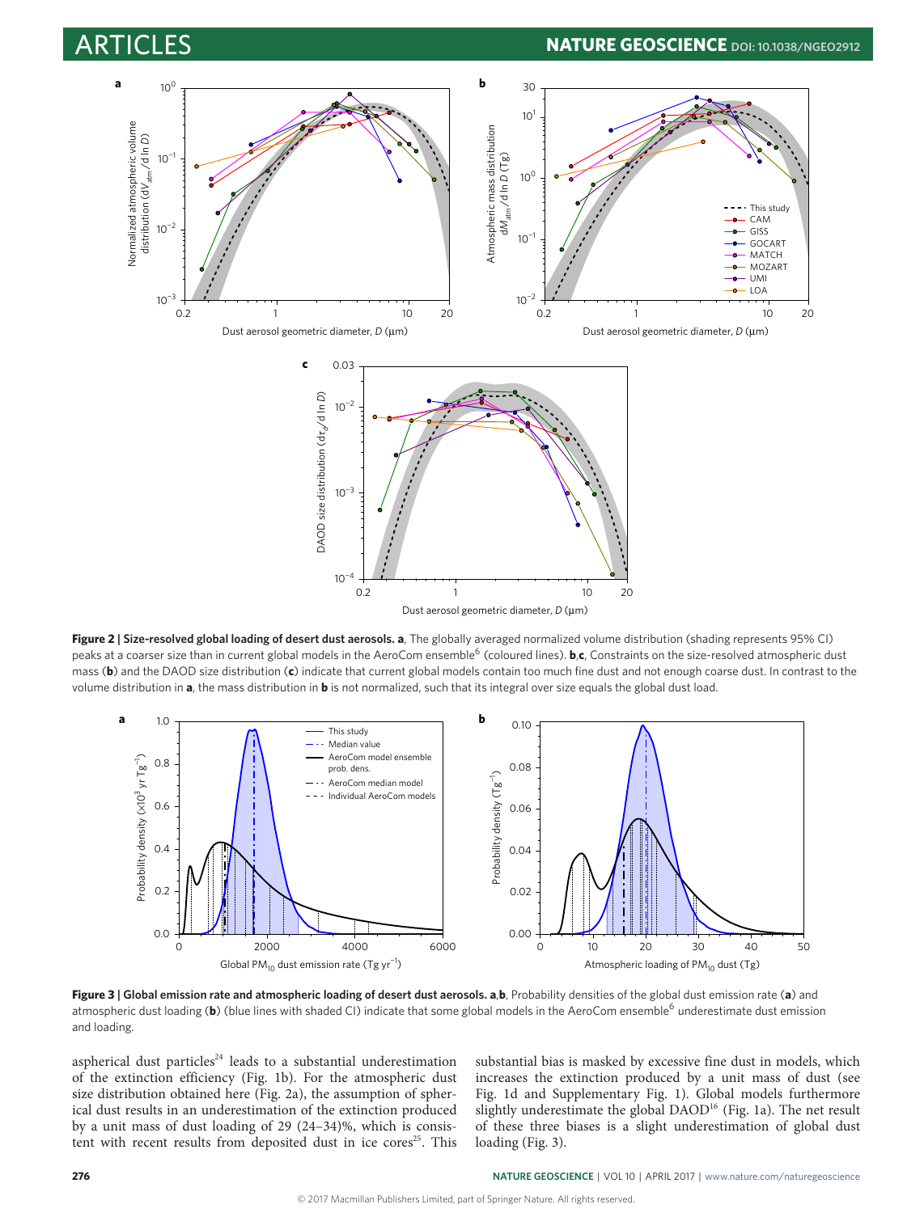**Figure 2 | Size-resolved global loading of desert dust aerosols. a**, The globally averaged normalized volume distribution (shading represents 95% CI) peaks at a coarser size than in current global models in the AeroCom ensemble[6] (coloured lines). **b**,**c**, Constraints on the size-resolved atmospheric dust mass (**b**) and the DAOD size distribution (**c**) indicate that current global models contain too much fine dust and not enough coarse dust. In contrast to the volume distribution in **a**, the mass distribution in **b** is not normalized, such that its integral over size equals the global dust load.

**Figure 3 | Global emission rate and atmospheric loading of desert dust aerosols. a**,**b**, Probability densities of the global dust emission rate (**a**) and atmospheric dust loading (**b**) (blue lines with shaded CI) indicate that some global models in the AeroCom ensemble[6] underestimate dust emission and loading.

aspherical dust particles[24] leads to a substantial underestimation of the extinction efficiency (Fig. 1b). For the atmospheric dust size distribution obtained here (Fig. 2a), the assumption of spherical dust results in an underestimation of the extinction produced by a unit mass of dust loading of 29 (24–34)%, which is consistent with recent results from deposited dust in ice cores[25]. This substantial bias is masked by excessive fine dust in models, which increases the extinction produced by a unit mass of dust (see Fig. 1d and Supplementary Fig. 1). Global models furthermore slightly underestimate the global DAOD[16] (Fig. 1a). The net result of these three biases is a slight underestimation of global dust loading (Fig. 3).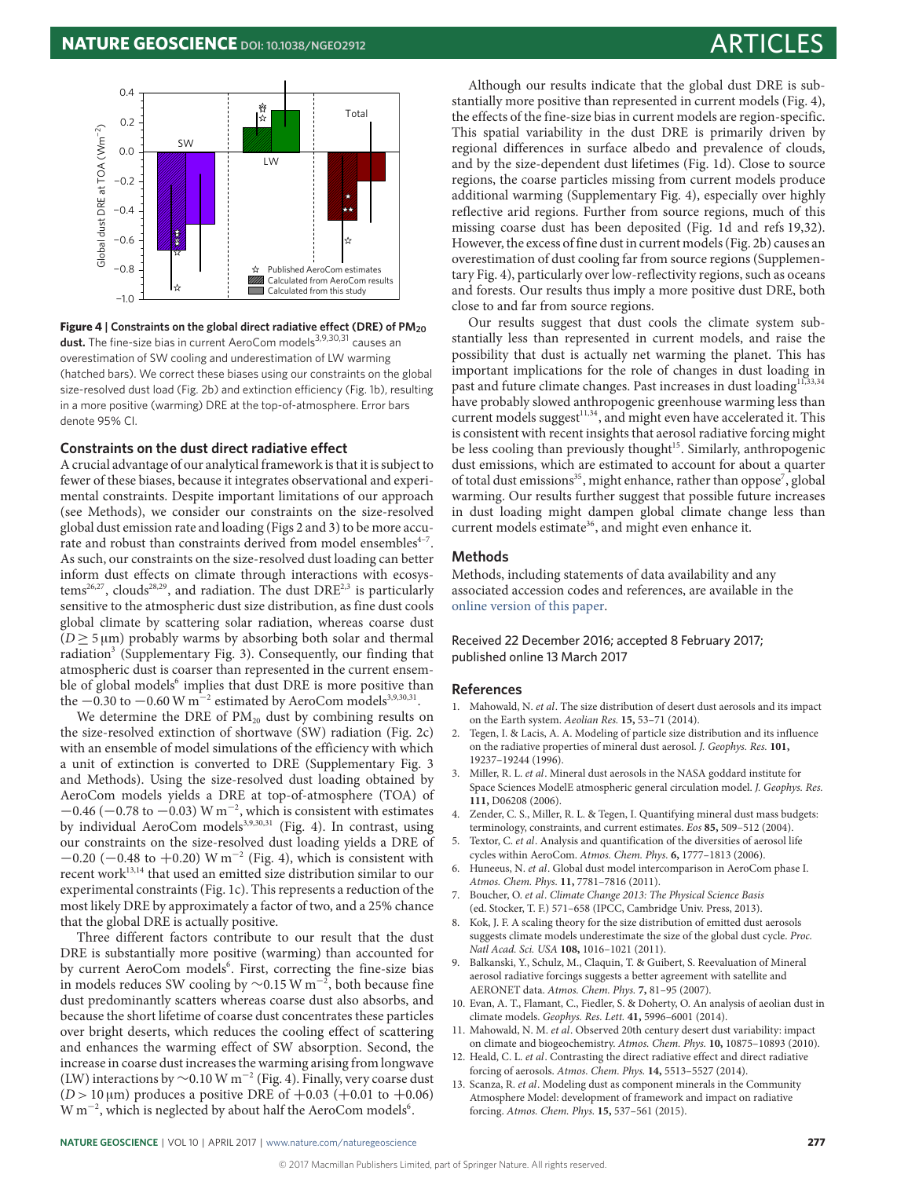**Figure 4 | Constraints on the global direct radiative effect (DRE) of $PM_{20}$ dust.** The fine-size bias in current AeroCom models[3,9,30,31] causes an overestimation of SW cooling and underestimation of LW warming (hatched bars). We correct these biases using our constraints on the global size-resolved dust load (Fig. 2b) and extinction efficiency (Fig. 1b), resulting in a more positive (warming) DRE at the top-of-atmosphere. Error bars denote 95% CI.

### Constraints on the dust direct radiative effect

A crucial advantage of our analytical framework is that it is subject to fewer of these biases, because it integrates observational and experimental constraints. Despite important limitations of our approach (see Methods), we consider our constraints on the size-resolved global dust emission rate and loading (Figs 2 and 3) to be more accurate and robust than constraints derived from model ensembles[4–7]. As such, our constraints on the size-resolved dust loading can better inform dust effects on climate through interactions with ecosystems[26,27], clouds[28,29], and radiation. The dust DRE[2,3] is particularly sensitive to the atmospheric dust size distribution, as fine dust cools global climate by scattering solar radiation, whereas coarse dust ($D \geq 5\,\mu$m) probably warms by absorbing both solar and thermal radiation[3] (Supplementary Fig. 3). Consequently, our finding that atmospheric dust is coarser than represented in the current ensemble of global models[6] implies that dust DRE is more positive than the $-0.30$ to $-0.60$ W m$^{-2}$ estimated by AeroCom models[3,9,30,31].

We determine the DRE of $PM_{20}$ dust by combining results on the size-resolved extinction of shortwave (SW) radiation (Fig. 2c) with an ensemble of model simulations of the efficiency with which a unit of extinction is converted to DRE (Supplementary Fig. 3 and Methods). Using the size-resolved dust loading obtained by AeroCom models yields a DRE at top-of-atmosphere (TOA) of $-0.46$ ($-0.78$ to $-0.03$) W m$^{-2}$, which is consistent with estimates by individual AeroCom models[3,9,30,31] (Fig. 4). In contrast, using our constraints on the size-resolved dust loading yields a DRE of $-0.20$ ($-0.48$ to $+0.20$) W m$^{-2}$ (Fig. 4), which is consistent with recent work[13,14] that used an emitted size distribution similar to our experimental constraints (Fig. 1c). This represents a reduction of the most likely DRE by approximately a factor of two, and a 25% chance that the global DRE is actually positive.

Three different factors contribute to our result that the dust DRE is substantially more positive (warming) than accounted for by current AeroCom models[6]. First, correcting the fine-size bias in models reduces SW cooling by $\sim$0.15 W m$^{-2}$, both because fine dust predominantly scatters whereas coarse dust also absorbs, and because the short lifetime of coarse dust concentrates these particles over bright deserts, which reduces the cooling effect of scattering and enhances the warming effect of SW absorption. Second, the increase in coarse dust increases the warming arising from longwave (LW) interactions by $\sim$0.10 W m$^{-2}$ (Fig. 4). Finally, very coarse dust ($D > 10\,\mu$m) produces a positive DRE of $+0.03$ ($+0.01$ to $+0.06$) W m$^{-2}$, which is neglected by about half the AeroCom models[6].

Although our results indicate that the global dust DRE is substantially more positive than represented in current models (Fig. 4), the effects of the fine-size bias in current models are region-specific. This spatial variability in the dust DRE is primarily driven by regional differences in surface albedo and prevalence of clouds, and by the size-dependent dust lifetimes (Fig. 1d). Close to source regions, the coarse particles missing from current models produce additional warming (Supplementary Fig. 4), especially over highly reflective arid regions. Further from source regions, much of this missing coarse dust has been deposited (Fig. 1d and refs 19,32). However, the excess of fine dust in current models (Fig. 2b) causes an overestimation of dust cooling far from source regions (Supplementary Fig. 4), particularly over low-reflectivity regions, such as oceans and forests. Our results thus imply a more positive dust DRE, both close to and far from source regions.

Our results suggest that dust cools the climate system substantially less than represented in current models, and raise the possibility that dust is actually net warming the planet. This has important implications for the role of changes in dust loading in past and future climate changes. Past increases in dust loading[11,33,34] have probably slowed anthropogenic greenhouse warming less than current models suggest[11,34], and might even have accelerated it. This is consistent with recent insights that aerosol radiative forcing might be less cooling than previously thought[15]. Similarly, anthropogenic dust emissions, which are estimated to account for about a quarter of total dust emissions[35], might enhance, rather than oppose[7], global warming. Our results further suggest that possible future increases in dust loading might dampen global climate change less than current models estimate[36], and might even enhance it.

## Methods

Methods, including statements of data availability and any associated accession codes and references, are available in the online version of this paper.

Received 22 December 2016; accepted 8 February 2017; published online 13 March 2017

## References

1. Mahowald, N. *et al*. The size distribution of desert dust aerosols and its impact on the Earth system. *Aeolian Res.* **15,** 53–71 (2014).
2. Tegen, I. & Lacis, A. A. Modeling of particle size distribution and its influence on the radiative properties of mineral dust aerosol. *J. Geophys. Res.* **101,** 19237–19244 (1996).
3. Miller, R. L. *et al*. Mineral dust aerosols in the NASA goddard institute for Space Sciences ModelE atmospheric general circulation model. *J. Geophys. Res.* **111,** D06208 (2006).
4. Zender, C. S., Miller, R. L. & Tegen, I. Quantifying mineral dust mass budgets: terminology, constraints, and current estimates. *Eos* **85,** 509–512 (2004).
5. Textor, C. *et al*. Analysis and quantification of the diversities of aerosol life cycles within AeroCom. *Atmos. Chem. Phys.* **6,** 1777–1813 (2006).
6. Huneeus, N. *et al*. Global dust model intercomparison in AeroCom phase I. *Atmos. Chem. Phys.* **11,** 7781–7816 (2011).
7. Boucher, O. *et al*. *Climate Change 2013: The Physical Science Basis* (ed. Stocker, T. F.) 571–658 (IPCC, Cambridge Univ. Press, 2013).
8. Kok, J. F. A scaling theory for the size distribution of emitted dust aerosols suggests climate models underestimate the size of the global dust cycle. *Proc. Natl Acad. Sci. USA* **108,** 1016–1021 (2011).
9. Balkanski, Y., Schulz, M., Claquin, T. & Guibert, S. Reevaluation of Mineral aerosol radiative forcings suggests a better agreement with satellite and AERONET data. *Atmos. Chem. Phys.* **7,** 81–95 (2007).
10. Evan, A. T., Flamant, C., Fiedler, S. & Doherty, O. An analysis of aeolian dust in climate models. *Geophys. Res. Lett.* **41,** 5996–6001 (2014).
11. Mahowald, N. M. *et al*. Observed 20th century desert dust variability: impact on climate and biogeochemistry. *Atmos. Chem. Phys.* **10,** 10875–10893 (2010).
12. Heald, C. L. *et al*. Contrasting the direct radiative effect and direct radiative forcing of aerosols. *Atmos. Chem. Phys.* **14,** 5513–5527 (2014).
13. Scanza, R. *et al*. Modeling dust as component minerals in the Community Atmosphere Model: development of framework and impact on radiative forcing. *Atmos. Chem. Phys.* **15,** 537–561 (2015).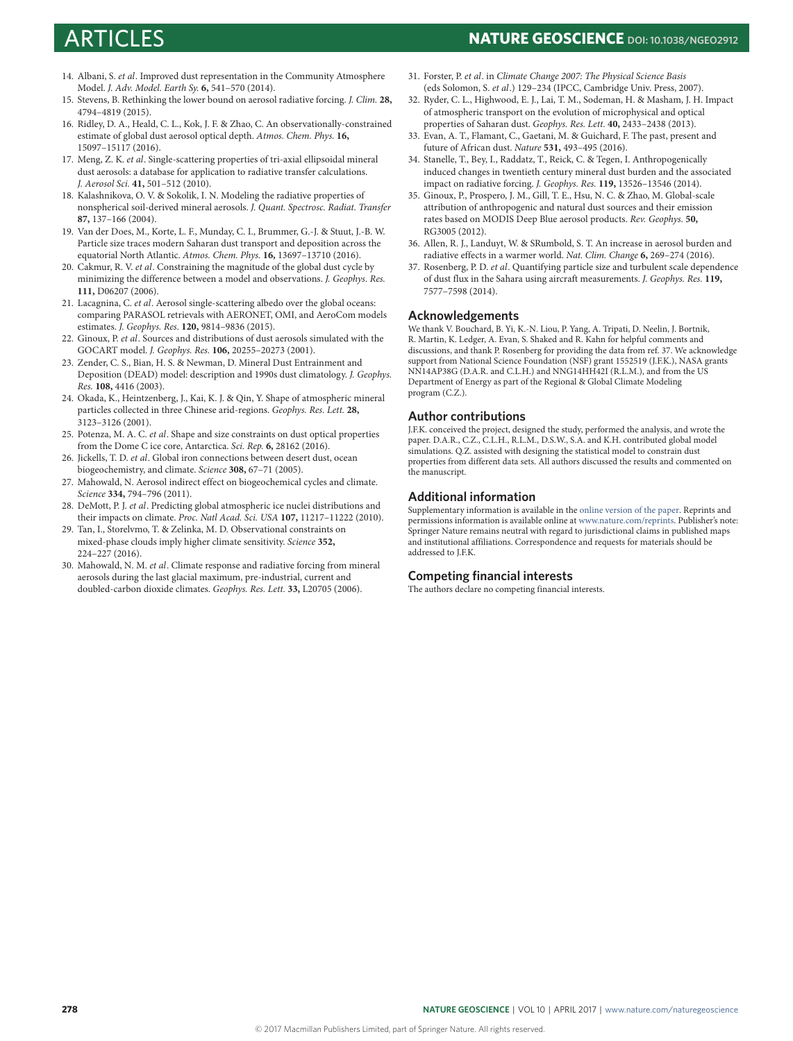14. Albani, S. *et al*. Improved dust representation in the Community Atmosphere Model. *J. Adv. Model. Earth Sy.* **6,** 541–570 (2014).
15. Stevens, B. Rethinking the lower bound on aerosol radiative forcing. *J. Clim.* **28,** 4794–4819 (2015).
16. Ridley, D. A., Heald, C. L., Kok, J. F. & Zhao, C. An observationally-constrained estimate of global dust aerosol optical depth. *Atmos. Chem. Phys.* **16,** 15097–15117 (2016).
17. Meng, Z. K. *et al*. Single-scattering properties of tri-axial ellipsoidal mineral dust aerosols: a database for application to radiative transfer calculations. *J. Aerosol Sci.* **41,** 501–512 (2010).
18. Kalashnikova, O. V. & Sokolik, I. N. Modeling the radiative properties of nonspherical soil-derived mineral aerosols. *J. Quant. Spectrosc. Radiat. Transfer* **87,** 137–166 (2004).
19. Van der Does, M., Korte, L. F., Munday, C. I., Brummer, G.-J. & Stuut, J.-B. W. Particle size traces modern Saharan dust transport and deposition across the equatorial North Atlantic. *Atmos. Chem. Phys.* **16,** 13697–13710 (2016).
20. Cakmur, R. V. *et al*. Constraining the magnitude of the global dust cycle by minimizing the difference between a model and observations. *J. Geophys. Res.* **111,** D06207 (2006).
21. Lacagnina, C. *et al*. Aerosol single-scattering albedo over the global oceans: comparing PARASOL retrievals with AERONET, OMI, and AeroCom models estimates. *J. Geophys. Res.* **120,** 9814–9836 (2015).
22. Ginoux, P. *et al*. Sources and distributions of dust aerosols simulated with the GOCART model. *J. Geophys. Res.* **106,** 20255–20273 (2001).
23. Zender, C. S., Bian, H. S. & Newman, D. Mineral Dust Entrainment and Deposition (DEAD) model: description and 1990s dust climatology. *J. Geophys. Res.* **108,** 4416 (2003).
24. Okada, K., Heintzenberg, J., Kai, K. J. & Qin, Y. Shape of atmospheric mineral particles collected in three Chinese arid-regions. *Geophys. Res. Lett.* **28,** 3123–3126 (2001).
25. Potenza, M. A. C. *et al*. Shape and size constraints on dust optical properties from the Dome C ice core, Antarctica. *Sci. Rep.* **6,** 28162 (2016).
26. Jickells, T. D. *et al*. Global iron connections between desert dust, ocean biogeochemistry, and climate. *Science* **308,** 67–71 (2005).
27. Mahowald, N. Aerosol indirect effect on biogeochemical cycles and climate. *Science* **334,** 794–796 (2011).
28. DeMott, P. J. *et al*. Predicting global atmospheric ice nuclei distributions and their impacts on climate. *Proc. Natl Acad. Sci. USA* **107,** 11217–11222 (2010).
29. Tan, I., Storelvmo, T. & Zelinka, M. D. Observational constraints on mixed-phase clouds imply higher climate sensitivity. *Science* **352,** 224–227 (2016).
30. Mahowald, N. M. *et al*. Climate response and radiative forcing from mineral aerosols during the last glacial maximum, pre-industrial, current and doubled-carbon dioxide climates. *Geophys. Res. Lett.* **33,** L20705 (2006).
31. Forster, P. *et al*. in *Climate Change 2007: The Physical Science Basis* (eds Solomon, S. *et al*.) 129–234 (IPCC, Cambridge Univ. Press, 2007).
32. Ryder, C. L., Highwood, E. J., Lai, T. M., Sodeman, H. & Masham, J. H. Impact of atmospheric transport on the evolution of microphysical and optical properties of Saharan dust. *Geophys. Res. Lett.* **40,** 2433–2438 (2013).
33. Evan, A. T., Flamant, C., Gaetani, M. & Guichard, F. The past, present and future of African dust. *Nature* **531,** 493–495 (2016).
34. Stanelle, T., Bey, I., Raddatz, T., Reick, C. & Tegen, I. Anthropogenically induced changes in twentieth century mineral dust burden and the associated impact on radiative forcing. *J. Geophys. Res.* **119,** 13526–13546 (2014).
35. Ginoux, P., Prospero, J. M., Gill, T. E., Hsu, N. C. & Zhao, M. Global-scale attribution of anthropogenic and natural dust sources and their emission rates based on MODIS Deep Blue aerosol products. *Rev. Geophys.* **50,** RG3005 (2012).
36. Allen, R. J., Landuyt, W. & SRumbold, S. T. An increase in aerosol burden and radiative effects in a warmer world. *Nat. Clim. Change* **6,** 269–274 (2016).
37. Rosenberg, P. D. *et al*. Quantifying particle size and turbulent scale dependence of dust flux in the Sahara using aircraft measurements. *J. Geophys. Res.* **119,** 7577–7598 (2014).

## Acknowledgements

We thank V. Bouchard, B. Yi, K.-N. Liou, P. Yang, A. Tripati, D. Neelin, J. Bortnik, R. Martin, K. Ledger, A. Evan, S. Shaked and R. Kahn for helpful comments and discussions, and thank P. Rosenberg for providing the data from ref. 37. We acknowledge support from National Science Foundation (NSF) grant 1552519 (J.F.K.), NASA grants NN14AP38G (D.A.R. and C.L.H.) and NNG14HH42I (R.L.M.), and from the US Department of Energy as part of the Regional & Global Climate Modeling program (C.Z.).

## Author contributions

J.F.K. conceived the project, designed the study, performed the analysis, and wrote the paper. D.A.R., C.Z., C.L.H., R.L.M., D.S.W., S.A. and K.H. contributed global model simulations. Q.Z. assisted with designing the statistical model to constrain dust properties from different data sets. All authors discussed the results and commented on the manuscript.

## Additional information

Supplementary information is available in the online version of the paper. Reprints and permissions information is available online at www.nature.com/reprints. Publisher's note: Springer Nature remains neutral with regard to jurisdictional claims in published maps and institutional affiliations. Correspondence and requests for materials should be addressed to J.F.K.

## Competing financial interests

The authors declare no competing financial interests.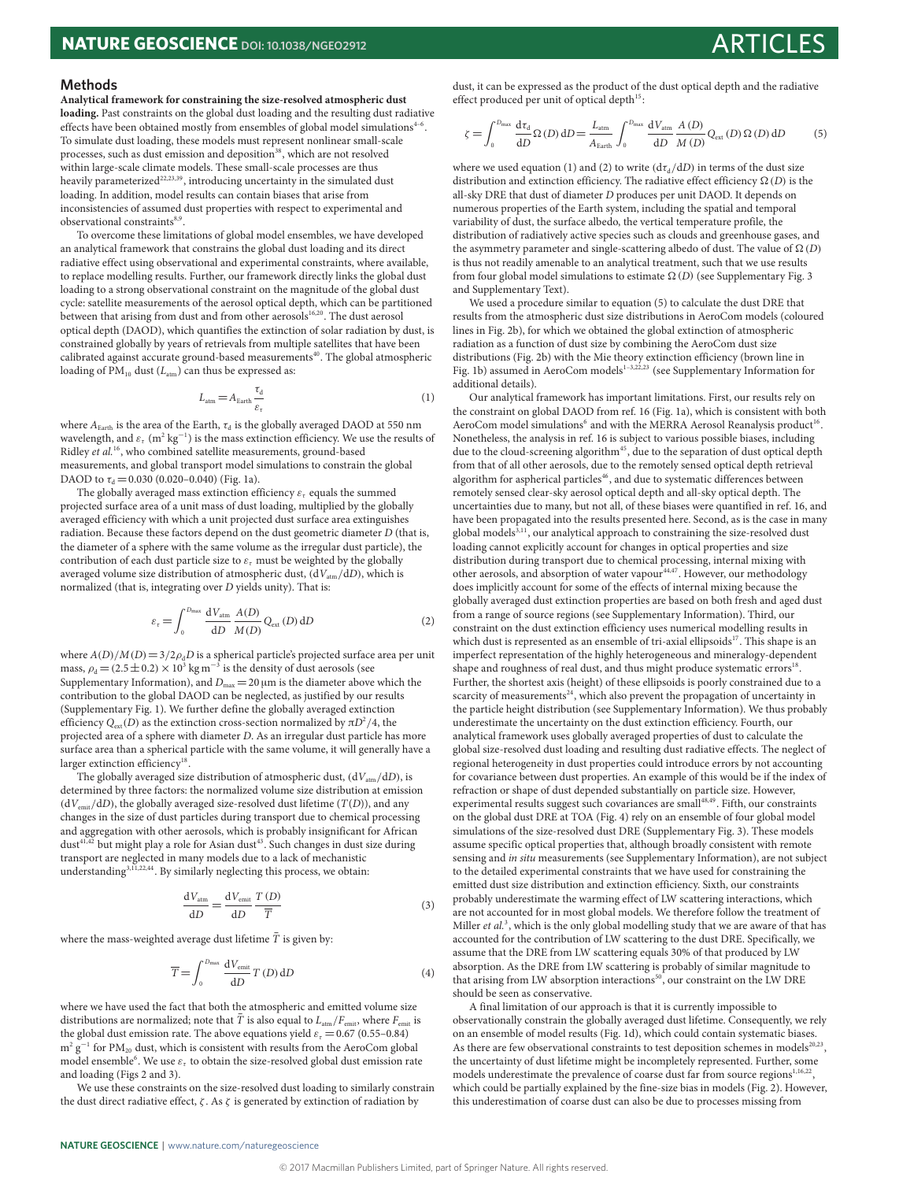## Methods

**Analytical framework for constraining the size-resolved atmospheric dust loading.** Past constraints on the global dust loading and the resulting dust radiative effects have been obtained mostly from ensembles of global model simulations[4–6]. To simulate dust loading, these models must represent nonlinear small-scale processes, such as dust emission and deposition[38], which are not resolved within large-scale climate models. These small-scale processes are thus heavily parameterized[22,23,39], introducing uncertainty in the simulated dust loading. In addition, model results can contain biases that arise from inconsistencies of assumed dust properties with respect to experimental and observational constraints[8,9].

To overcome these limitations of global model ensembles, we have developed an analytical framework that constrains the global dust loading and its direct radiative effect using observational and experimental constraints, where available, to replace modelling results. Further, our framework directly links the global dust loading to a strong observational constraint on the magnitude of the global dust cycle: satellite measurements of the aerosol optical depth, which can be partitioned between that arising from dust and from other aerosols[16,20]. The dust aerosol optical depth (DAOD), which quantifies the extinction of solar radiation by dust, is constrained globally by years of retrievals from multiple satellites that have been calibrated against accurate ground-based measurements[40]. The global atmospheric loading of $PM_{10}$ dust ($L_{atm}$) can thus be expressed as:

$$L_{atm} = A_{Earth}\frac{\tau_d}{\varepsilon_\tau} \tag{1}$$

where $A_{Earth}$ is the area of the Earth, $\tau_d$ is the globally averaged DAOD at 550 nm wavelength, and $\varepsilon_\tau$ ($m^2\,kg^{-1}$) is the mass extinction efficiency. We use the results of Ridley *et al.*[16], who combined satellite measurements, ground-based measurements, and global transport model simulations to constrain the global DAOD to $\tau_d = 0.030$ (0.020–0.040) (Fig. 1a).

The globally averaged mass extinction efficiency $\varepsilon_\tau$ equals the summed projected surface area of a unit mass of dust loading, multiplied by the globally averaged efficiency with which a unit projected dust surface area extinguishes radiation. Because these factors depend on the dust geometric diameter $D$ (that is, the diameter of a sphere with the same volume as the irregular dust particle), the contribution of each dust particle size to $\varepsilon_\tau$ must be weighted by the globally averaged volume size distribution of atmospheric dust, $(dV_{atm}/dD)$, which is normalized (that is, integrating over $D$ yields unity). That is:

$$\varepsilon_\tau = \int_0^{D_{max}} \frac{dV_{atm}}{dD}\frac{A(D)}{M(D)}Q_{ext}(D)\,dD \tag{2}$$

where $A(D)/M(D) = 3/2\rho_d D$ is a spherical particle's projected surface area per unit mass, $\rho_d = (2.5 \pm 0.2)\times 10^3\ kg\,m^{-3}$ is the density of dust aerosols (see Supplementary Information), and $D_{max} = 20\ \mu m$ is the diameter above which the contribution to the global DAOD can be neglected, as justified by our results (Supplementary Fig. 1). We further define the globally averaged extinction efficiency $Q_{ext}(D)$ as the extinction cross-section normalized by $\pi D^2/4$, the projected area of a sphere with diameter $D$. As an irregular dust particle has more surface area than a spherical particle with the same volume, it will generally have a larger extinction efficiency[18].

The globally averaged size distribution of atmospheric dust, $(dV_{atm}/dD)$, is determined by three factors: the normalized volume size distribution at emission $(dV_{emit}/dD)$, the globally averaged size-resolved dust lifetime $(T(D))$, and any changes in the size of dust particles during transport due to chemical processing and aggregation with other aerosols, which is probably insignificant for African dust[41,42] but might play a role for Asian dust[43]. Such changes in dust size during transport are neglected in many models due to a lack of mechanistic understanding[3,11,22,44]. By similarly neglecting this process, we obtain:

$$\frac{dV_{atm}}{dD} = \frac{dV_{emit}}{dD}\frac{T(D)}{\overline{T}} \tag{3}$$

where the mass-weighted average dust lifetime $\overline{T}$ is given by:

$$\overline{T} = \int_0^{D_{max}} \frac{dV_{emit}}{dD}T(D)\,dD \tag{4}$$

where we have used the fact that both the atmospheric and emitted volume size distributions are normalized; note that $\overline{T}$ is also equal to $L_{atm}/F_{emit}$, where $F_{emit}$ is the global dust emission rate. The above equations yield $\varepsilon_\tau = 0.67$ (0.55–0.84) $m^2\,g^{-1}$ for $PM_{20}$ dust, which is consistent with results from the AeroCom global model ensemble[6]. We use $\varepsilon_\tau$ to obtain the size-resolved global dust emission rate and loading (Figs 2 and 3).

We use these constraints on the size-resolved dust loading to similarly constrain the dust direct radiative effect, $\zeta$. As $\zeta$ is generated by extinction of radiation by dust, it can be expressed as the product of the dust optical depth and the radiative effect produced per unit of optical depth[15]:

$$\zeta = \int_0^{D_{max}} \frac{d\tau_d}{dD}\Omega(D)\,dD = \frac{L_{atm}}{A_{Earth}}\int_0^{D_{max}} \frac{dV_{atm}}{dD}\frac{A(D)}{M(D)}Q_{ext}(D)\,\Omega(D)\,dD \tag{5}$$

where we used equation (1) and (2) to write $(d\tau_d/dD)$ in terms of the dust size distribution and extinction efficiency. The radiative effect efficiency $\Omega(D)$ is the all-sky DRE that dust of diameter $D$ produces per unit DAOD. It depends on numerous properties of the Earth system, including the spatial and temporal variability of dust, the surface albedo, the vertical temperature profile, the distribution of radiatively active species such as clouds and greenhouse gases, and the asymmetry parameter and single-scattering albedo of dust. The value of $\Omega(D)$ is thus not readily amenable to an analytical treatment, such that we use results from four global model simulations to estimate $\Omega(D)$ (see Supplementary Fig. 3 and Supplementary Text).

We used a procedure similar to equation (5) to calculate the dust DRE that results from the atmospheric dust size distributions in AeroCom models (coloured lines in Fig. 2b), for which we obtained the global extinction of atmospheric radiation as a function of dust size by combining the AeroCom dust size distributions (Fig. 2b) with the Mie theory extinction efficiency (brown line in Fig. 1b) assumed in AeroCom models[1–3,22,23] (see Supplementary Information for additional details).

Our analytical framework has important limitations. First, our results rely on the constraint on global DAOD from ref. 16 (Fig. 1a), which is consistent with both AeroCom model simulations[6] and with the MERRA Aerosol Reanalysis product[16]. Nonetheless, the analysis in ref. 16 is subject to various possible biases, including due to the cloud-screening algorithm[45], due to the separation of dust optical depth from that of all other aerosols, due to the remotely sensed optical depth retrieval algorithm for aspherical particles[46], and due to systematic differences between remotely sensed clear-sky aerosol optical depth and all-sky optical depth. The uncertainties due to many, but not all, of these biases were quantified in ref. 16, and have been propagated into the results presented here. Second, as is the case in many global models[3,11], our analytical approach to constraining the size-resolved dust loading cannot explicitly account for changes in optical properties and size distribution during transport due to chemical processing, internal mixing with other aerosols, and absorption of water vapour[44,47]. However, our methodology does implicitly account for some of the effects of internal mixing because the globally averaged dust extinction properties are based on both fresh and aged dust from a range of source regions (see Supplementary Information). Third, our constraint on the dust extinction efficiency uses numerical modelling results in which dust is represented as an ensemble of tri-axial ellipsoids[17]. This shape is an imperfect representation of the highly heterogeneous and mineralogy-dependent shape and roughness of real dust, and thus might produce systematic errors[18]. Further, the shortest axis (height) of these ellipsoids is poorly constrained due to a scarcity of measurements[24], which also prevent the propagation of uncertainty in the particle height distribution (see Supplementary Information). We thus probably underestimate the uncertainty on the dust extinction efficiency. Fourth, our analytical framework uses globally averaged properties of dust to calculate the global size-resolved dust loading and resulting dust radiative effects. The neglect of regional heterogeneity in dust properties could introduce errors by not accounting for covariance between dust properties. An example of this would be if the index of refraction or shape of dust depended substantially on particle size. However, experimental results suggest such covariances are small[48,49]. Fifth, our constraints on the global dust DRE at TOA (Fig. 4) rely on an ensemble of four global model simulations of the size-resolved dust DRE (Supplementary Fig. 3). These models assume specific optical properties that, although broadly consistent with remote sensing and *in situ* measurements (see Supplementary Information), are not subject to the detailed experimental constraints that we have used for constraining the emitted dust size distribution and extinction efficiency. Sixth, our constraints probably underestimate the warming effect of LW scattering interactions, which are not accounted for in most global models. We therefore follow the treatment of Miller *et al.*[3], which is the only global modelling study that we are aware of that has accounted for the contribution of LW scattering to the dust DRE. Specifically, we assume that the DRE from LW scattering equals 30% of that produced by LW absorption. As the DRE from LW scattering is probably of similar magnitude to that arising from LW absorption interactions[50], our constraint on the LW DRE should be seen as conservative.

A final limitation of our approach is that it is currently impossible to observationally constrain the globally averaged dust lifetime. Consequently, we rely on an ensemble of model results (Fig. 1d), which could contain systematic biases. As there are few observational constraints to test deposition schemes in models[20,23], the uncertainty of dust lifetime might be incompletely represented. Further, some models underestimate the prevalence of coarse dust far from source regions[1,16,22], which could be partially explained by the fine-size bias in models (Fig. 2). However, this underestimation of coarse dust can also be due to processes missing from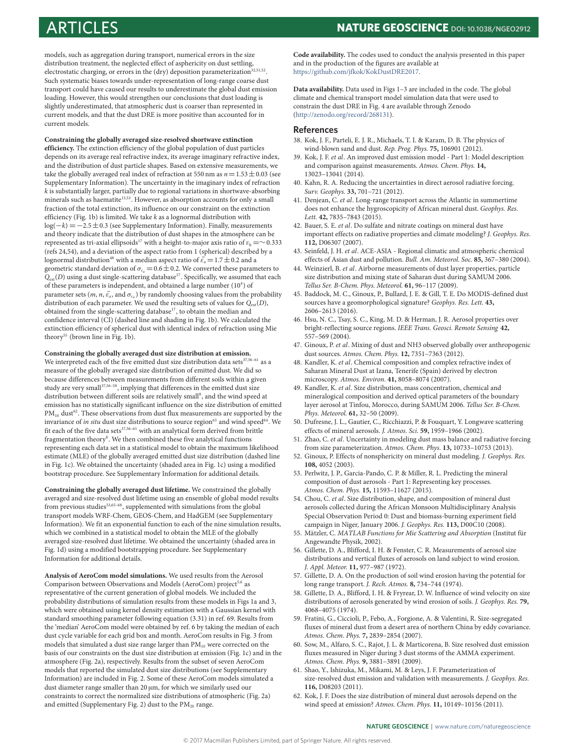models, such as aggregation during transport, numerical errors in the size distribution treatment, the neglected effect of asphericity on dust settling, electrostatic charging, or errors in the (dry) deposition parameterization[32,51,52]. Such systematic biases towards under-representation of long-range coarse dust transport could have caused our results to underestimate the global dust emission loading. However, this would strengthen our conclusions that dust loading is slightly underestimated, that atmospheric dust is coarser than represented in current models, and that the dust DRE is more positive than accounted for in current models.

**Constraining the globally averaged size-resolved shortwave extinction efficiency.** The extinction efficiency of the global population of dust particles depends on its average real refractive index, its average imaginary refractive index, and the distribution of dust particle shapes. Based on extensive measurements, we take the globally averaged real index of refraction at 550 nm as $n = 1.53 \pm 0.03$ (see Supplementary Information). The uncertainty in the imaginary index of refraction $k$ is substantially larger, partially due to regional variations in shortwave-absorbing minerals such as haematite[13,53]. However, as absorption accounts for only a small fraction of the total extinction, its influence on our constraint on the extinction efficiency (Fig. 1b) is limited. We take $k$ as a lognormal distribution with $\log(-k) = -2.5 \pm 0.3$ (see Supplementary Information). Finally, measurements and theory indicate that the distribution of dust shapes in the atmosphere can be represented as tri-axial ellipsoids[17] with a height-to-major axis ratio of $\varepsilon_h = \sim 0.333$ (refs 24,54), and a deviation of the aspect ratio from 1 (spherical) described by a lognormal distribution[48] with a median aspect ratio of $\bar{\varepsilon_a} = 1.7 \pm 0.2$ and a geometric standard deviation of $\sigma_{\varepsilon_a} = 0.6 \pm 0.2$. We converted these parameters to $Q_{ext}(D)$ using a dust single-scattering database[17]. Specifically, we assumed that each of these parameters is independent, and obtained a large number ($10^4$) of parameter sets ($m$, $n$, $\bar{\varepsilon_a}$, and $\sigma_{\varepsilon_a}$) by randomly choosing values from the probability distribution of each parameter. We used the resulting sets of values for $Q_{ext}(D)$, obtained from the single-scattering database[17], to obtain the median and confidence interval (CI) (dashed line and shading in Fig. 1b). We calculated the extinction efficiency of spherical dust with identical index of refraction using Mie theory[55] (brown line in Fig. 1b).

**Constraining the globally averaged dust size distribution at emission.** We interpreted each of the five emitted dust size distribution data sets[37,56–61] as a measure of the globally averaged size distribution of emitted dust. We did so because differences between measurements from different soils within a given study are very small[37,56–58], implying that differences in the emitted dust size distribution between different soils are relatively small[8], and the wind speed at emission has no statistically significant influence on the size distribution of emitted $PM_{10}$ dust[62]. These observations from dust flux measurements are supported by the invariance of *in situ* dust size distributions to source region[63] and wind speed[64]. We fit each of the five data sets[37,56–61] with an analytical form derived from brittle fragmentation theory[8]. We then combined these five analytical functions representing each data set in a statistical model to obtain the maximum likelihood estimate (MLE) of the globally averaged emitted dust size distribution (dashed line in Fig. 1c). We obtained the uncertainty (shaded area in Fig. 1c) using a modified bootstrap procedure. See Supplementary Information for additional details.

**Constraining the globally averaged dust lifetime.** We constrained the globally averaged and size-resolved dust lifetime using an ensemble of global model results from previous studies[53,65–68], supplemented with simulations from the global transport models WRF-Chem, GEOS-Chem, and HadGEM (see Supplementary Information). We fit an exponential function to each of the nine simulation results, which we combined in a statistical model to obtain the MLE of the globally averaged size-resolved dust lifetime. We obtained the uncertainty (shaded area in Fig. 1d) using a modified bootstrapping procedure. See Supplementary Information for additional details.

**Analysis of AeroCom model simulations.** We used results from the Aerosol Comparison between Observations and Models (AeroCom) project[5,6] as representative of the current generation of global models. We included the probability distributions of simulation results from these models in Figs 1a and 3, which were obtained using kernel density estimation with a Gaussian kernel with standard smoothing parameter following equation (3.31) in ref. 69. Results from the 'median' AeroCom model were obtained by ref. 6 by taking the median of each dust cycle variable for each grid box and month. AeroCom results in Fig. 3 from models that simulated a dust size range larger than $PM_{10}$ were corrected on the basis of our constraints on the dust size distribution at emission (Fig. 1c) and in the atmosphere (Fig. 2a), respectively. Results from the subset of seven AeroCom models that reported the simulated dust size distributions (see Supplementary Information) are included in Fig. 2. Some of these AeroCom models simulated a dust diameter range smaller than 20 μm, for which we similarly used our constraints to correct the normalized size distributions of atmospheric (Fig. 2a) and emitted (Supplementary Fig. 2) dust to the $PM_{20}$ range.

**Code availability.** The codes used to conduct the analysis presented in this paper and in the production of the figures are available at https://github.com/jfkok/KokDustDRE2017.

**Data availability.** Data used in Figs 1–3 are included in the code. The global climate and chemical transport model simulation data that were used to constrain the dust DRE in Fig. 4 are available through Zenodo (http://zenodo.org/record/268131).

## References

38. Kok, J. F., Parteli, E. J. R., Michaels, T. I. & Karam, D. B. The physics of wind-blown sand and dust. *Rep. Prog. Phys.* **75,** 106901 (2012).
39. Kok, J. F. *et al*. An improved dust emission model - Part 1: Model description and comparison against measurements. *Atmos. Chem. Phys.* **14,** 13023–13041 (2014).
40. Kahn, R. A. Reducing the uncertainties in direct aerosol radiative forcing. *Surv. Geophys.* **33,** 701–721 (2012).
41. Denjean, C. *et al*. Long-range transport across the Atlantic in summertime does not enhance the hygroscopicity of African mineral dust. *Geophys. Res. Lett.* **42,** 7835–7843 (2015).
42. Bauer, S. E. *et al*. Do sulfate and nitrate coatings on mineral dust have important effects on radiative properties and climate modeling? *J. Geophys. Res.* **112,** D06307 (2007).
43. Seinfeld, J. H. *et al*. ACE-ASIA - Regional climatic and atmospheric chemical effects of Asian dust and pollution. *Bull. Am. Meteorol. Soc.* **85,** 367–380 (2004).
44. Weinzierl, B. *et al*. Airborne measurements of dust layer properties, particle size distribution and mixing state of Saharan dust during SAMUM 2006. *Tellus Ser. B-Chem. Phys. Meteorol.* **61,** 96–117 (2009).
45. Baddock, M. C., Ginoux, P., Bullard, J. E. & Gill, T. E. Do MODIS-defined dust sources have a geomorphological signature? *Geophys. Res. Lett.* **43,** 2606–2613 (2016).
46. Hsu, N. C., Tsay, S. C., King, M. D. & Herman, J. R. Aerosol properties over bright-reflecting source regions. *IEEE Trans. Geosci. Remote Sensing* **42,** 557–569 (2004).
47. Ginoux, P. *et al*. Mixing of dust and NH3 observed globally over anthropogenic dust sources. *Atmos. Chem. Phys.* **12,** 7351–7363 (2012).
48. Kandler, K. *et al*. Chemical composition and complex refractive index of Saharan Mineral Dust at Izana, Tenerife (Spain) derived by electron microscopy. *Atmos. Environ.* **41,** 8058–8074 (2007).
49. Kandler, K. *et al*. Size distribution, mass concentration, chemical and mineralogical composition and derived optical parameters of the boundary layer aerosol at Tinfou, Morocco, during SAMUM 2006. *Tellus Ser. B-Chem. Phys. Meteorol.* **61,** 32–50 (2009).
50. Dufresne, J. L., Gautier, C., Ricchiazzi, P. & Fouquart, Y. Longwave scattering effects of mineral aerosols. *J. Atmos. Sci.* **59,** 1959–1966 (2002).
51. Zhao, C. *et al*. Uncertainty in modeling dust mass balance and radiative forcing from size parameterization. *Atmos. Chem. Phys.* **13,** 10733–10753 (2013).
52. Ginoux, P. Effects of nonsphericity on mineral dust modeling. *J. Geophys. Res.* **108,** 4052 (2003).
53. Perlwitz, J. P., Garcia-Pando, C. P. & Miller, R. L. Predicting the mineral composition of dust aerosols - Part 1: Representing key processes. *Atmos. Chem. Phys.* **15,** 11593–11627 (2015).
54. Chou, C. *et al*. Size distribution, shape, and composition of mineral dust aerosols collected during the African Monsoon Multidisciplinary Analysis Special Observation Period 0: Dust and biomass-burning experiment field campaign in Niger, January 2006. *J. Geophys. Res.* **113,** D00C10 (2008).
55. Mätzler, C. *MATLAB Functions for Mie Scattering and Absorption* (Institut für Angewandte Physik, 2002).
56. Gillette, D. A., Blifford, I. H. & Fenster, C. R. Measurements of aerosol size distributions and vertical fluxes of aerosols on land subject to wind erosion. *J. Appl. Meteor.* **11,** 977–987 (1972).
57. Gillette, D. A. On the production of soil wind erosion having the potential for long range transport. *J. Rech. Atmos.* **8,** 734–744 (1974).
58. Gillette, D. A., Blifford, I. H. & Fryrear, D. W. Influence of wind velocity on size distributions of aerosols generated by wind erosion of soils. *J. Geophys. Res.* **79,** 4068–4075 (1974).
59. Fratini, G., Ciccioli, P., Febo, A., Forgione, A. & Valentini, R. Size-segregated fluxes of mineral dust from a desert area of northern China by eddy covariance. *Atmos. Chem. Phys.* **7,** 2839–2854 (2007).
60. Sow, M., Alfaro, S. C., Rajot, J. L. & Marticorena, B. Size resolved dust emission fluxes measured in Niger during 3 dust storms of the AMMA experiment. *Atmos. Chem. Phys.* **9,** 3881–3891 (2009).
61. Shao, Y., Ishizuka, M., Mikami, M. & Leys, J. F. Parameterization of size-resolved dust emission and validation with measurements. *J. Geophys. Res.* **116,** D08203 (2011).
62. Kok, J. F. Does the size distribution of mineral dust aerosols depend on the wind speed at emission? *Atmos. Chem. Phys.* **11,** 10149–10156 (2011).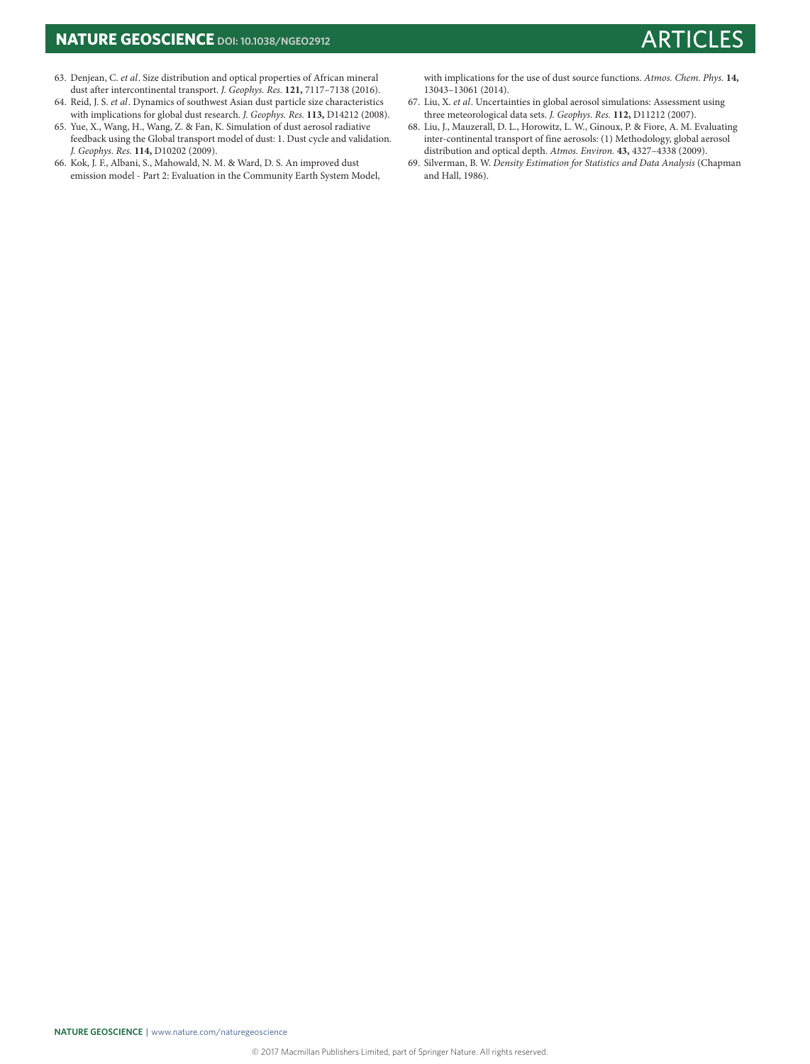63. Denjean, C. *et al*. Size distribution and optical properties of African mineral dust after intercontinental transport. *J. Geophys. Res.* **121,** 7117–7138 (2016).
64. Reid, J. S. *et al*. Dynamics of southwest Asian dust particle size characteristics with implications for global dust research. *J. Geophys. Res.* **113,** D14212 (2008).
65. Yue, X., Wang, H., Wang, Z. & Fan, K. Simulation of dust aerosol radiative feedback using the Global transport model of dust: 1. Dust cycle and validation. *J. Geophys. Res.* **114,** D10202 (2009).
66. Kok, J. F., Albani, S., Mahowald, N. M. & Ward, D. S. An improved dust emission model - Part 2: Evaluation in the Community Earth System Model, with implications for the use of dust source functions. *Atmos. Chem. Phys.* **14,** 13043–13061 (2014).
67. Liu, X. *et al*. Uncertainties in global aerosol simulations: Assessment using three meteorological data sets. *J. Geophys. Res.* **112,** D11212 (2007).
68. Liu, J., Mauzerall, D. L., Horowitz, L. W., Ginoux, P. & Fiore, A. M. Evaluating inter-continental transport of fine aerosols: (1) Methodology, global aerosol distribution and optical depth. *Atmos. Environ.* **43,** 4327–4338 (2009).
69. Silverman, B. W. *Density Estimation for Statistics and Data Analysis* (Chapman and Hall, 1986).